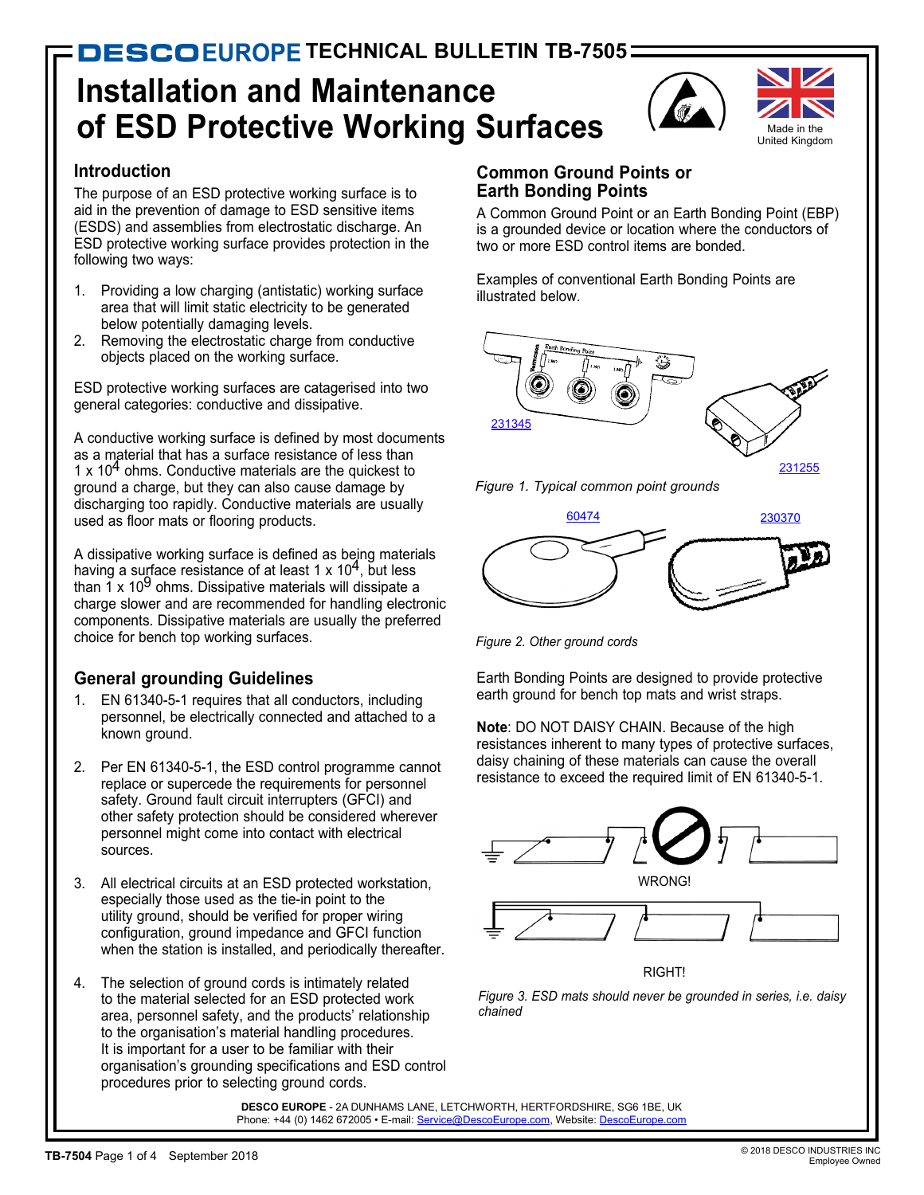# DESCO EUROPE TECHNICAL BULLETIN TB-7505

# Installation and Maintenance of ESD Protective Working Surfaces

Made in the United Kingdom

## Introduction

The purpose of an ESD protective working surface is to aid in the prevention of damage to ESD sensitive items (ESDS) and assemblies from electrostatic discharge. An ESD protective working surface provides protection in the following two ways:

1. Providing a low charging (antistatic) working surface area that will limit static electricity to be generated below potentially damaging levels.
2. Removing the electrostatic charge from conductive objects placed on the working surface.

ESD protective working surfaces are catagerised into two general categories: conductive and dissipative.

A conductive working surface is defined by most documents as a material that has a surface resistance of less than $1 \times 10^4$ ohms. Conductive materials are the quickest to ground a charge, but they can also cause damage by discharging too rapidly. Conductive materials are usually used as floor mats or flooring products.

A dissipative working surface is defined as being materials having a surface resistance of at least $1 \times 10^4$, but less than $1 \times 10^9$ ohms. Dissipative materials will dissipate a charge slower and are recommended for handling electronic components. Dissipative materials are usually the preferred choice for bench top working surfaces.

## General grounding Guidelines

1. EN 61340-5-1 requires that all conductors, including personnel, be electrically connected and attached to a known ground.

2. Per EN 61340-5-1, the ESD control programme cannot replace or supercede the requirements for personnel safety. Ground fault circuit interrupters (GFCI) and other safety protection should be considered wherever personnel might come into contact with electrical sources.

3. All electrical circuits at an ESD protected workstation, especially those used as the tie-in point to the utility ground, should be verified for proper wiring configuration, ground impedance and GFCI function when the station is installed, and periodically thereafter.

4. The selection of ground cords is intimately related to the material selected for an ESD protected work area, personnel safety, and the products' relationship to the organisation's material handling procedures. It is important for a user to be familiar with their organisation's grounding specifications and ESD control procedures prior to selecting ground cords.

## Common Ground Points or Earth Bonding Points

A Common Ground Point or an Earth Bonding Point (EBP) is a grounded device or location where the conductors of two or more ESD control items are bonded.

Examples of conventional Earth Bonding Points are illustrated below.

231345 231255

*Figure 1. Typical common point grounds*

60474 230370

*Figure 2. Other ground cords*

Earth Bonding Points are designed to provide protective earth ground for bench top mats and wrist straps.

**Note**: DO NOT DAISY CHAIN. Because of the high resistances inherent to many types of protective surfaces, daisy chaining of these materials can cause the overall resistance to exceed the required limit of EN 61340-5-1.

WRONG!

RIGHT!

*Figure 3. ESD mats should never be grounded in series, i.e. daisy chained*

**DESCO EUROPE** - 2A DUNHAMS LANE, LETCHWORTH, HERTFORDSHIRE, SG6 1BE, UK
Phone: +44 (0) 1462 672005 • E-mail: Service@DescoEurope.com, Website: DescoEurope.com

© 2018 DESCO INDUSTRIES INC Employee Owned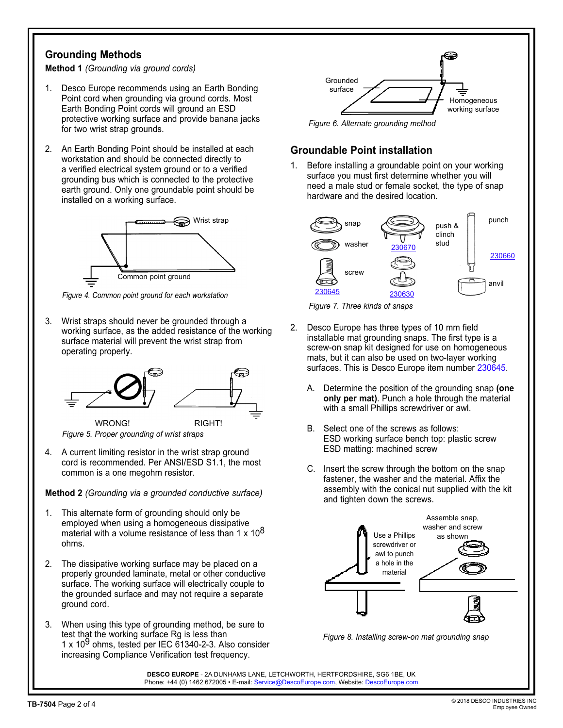## Grounding Methods

**Method 1** *(Grounding via ground cords)*

1. Desco Europe recommends using an Earth Bonding Point cord when grounding via ground cords. Most Earth Bonding Point cords will ground an ESD protective working surface and provide banana jacks for two wrist strap grounds.

2. An Earth Bonding Point should be installed at each workstation and should be connected directly to a verified electrical system ground or to a verified grounding bus which is connected to the protective earth ground. Only one groundable point should be installed on a working surface.

*Figure 4. Common point ground for each workstation*

3. Wrist straps should never be grounded through a working surface, as the added resistance of the working surface material will prevent the wrist strap from operating properly.

*Figure 5. Proper grounding of wrist straps*

4. A current limiting resistor in the wrist strap ground cord is recommended. Per ANSI/ESD S1.1, the most common is a one megohm resistor.

**Method 2** *(Grounding via a grounded conductive surface)*

1. This alternate form of grounding should only be employed when using a homogeneous dissipative material with a volume resistance of less than $1 \times 10^8$ ohms.

2. The dissipative working surface may be placed on a properly grounded laminate, metal or other conductive surface. The working surface will electrically couple to the grounded surface and may not require a separate ground cord.

3. When using this type of grounding method, be sure to test that the working surface Rg is less than $1 \times 10^9$ ohms, tested per IEC 61340-2-3. Also consider increasing Compliance Verification test frequency.

*Figure 6. Alternate grounding method*

## Groundable Point installation

1. Before installing a groundable point on your working surface you must first determine whether you will need a male stud or female socket, the type of snap hardware and the desired location.

*Figure 7. Three kinds of snaps*

2. Desco Europe has three types of 10 mm field installable mat grounding snaps. The first type is a screw-on snap kit designed for use on homogeneous mats, but it can also be used on two-layer working surfaces. This is Desco Europe item number 230645.

   A. Determine the position of the grounding snap **(one only per mat)**. Punch a hole through the material with a small Phillips screwdriver or awl.

   B. Select one of the screws as follows:
   ESD working surface bench top: plastic screw
   ESD matting: machined screw

   C. Insert the screw through the bottom on the snap fastener, the washer and the material. Affix the assembly with the conical nut supplied with the kit and tighten down the screws.

*Figure 8. Installing screw-on mat grounding snap*

**DESCO EUROPE** - 2A DUNHAMS LANE, LETCHWORTH, HERTFORDSHIRE, SG6 1BE, UK
Phone: +44 (0) 1462 672005 • E-mail: Service@DescoEurope.com, Website: DescoEurope.com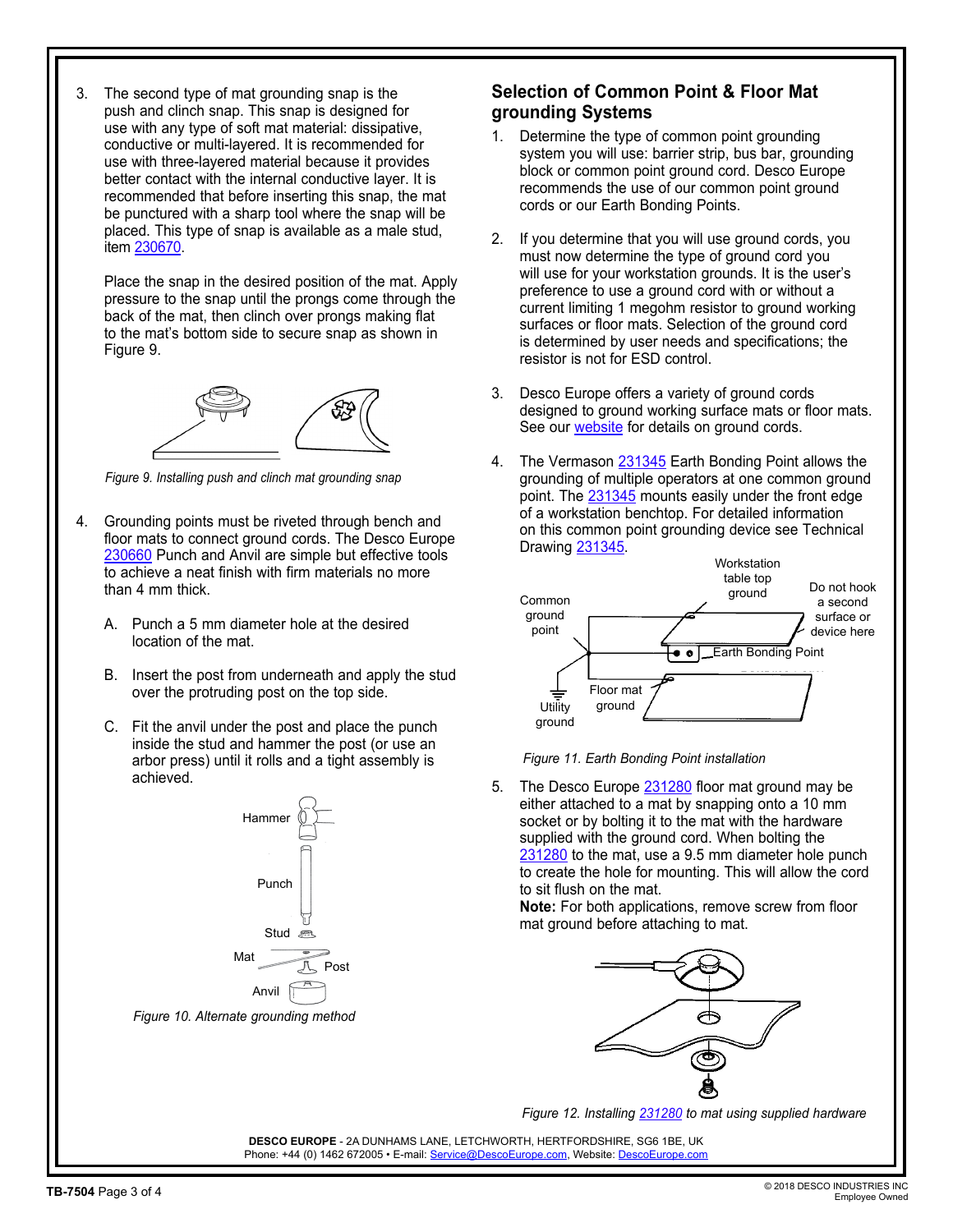3. The second type of mat grounding snap is the push and clinch snap. This snap is designed for use with any type of soft mat material: dissipative, conductive or multi-layered. It is recommended for use with three-layered material because it provides better contact with the internal conductive layer. It is recommended that before inserting this snap, the mat be punctured with a sharp tool where the snap will be placed. This type of snap is available as a male stud, item 230670.

   Place the snap in the desired position of the mat. Apply pressure to the snap until the prongs come through the back of the mat, then clinch over prongs making flat to the mat's bottom side to secure snap as shown in Figure 9.

*Figure 9. Installing push and clinch mat grounding snap*

4. Grounding points must be riveted through bench and floor mats to connect ground cords. The Desco Europe 230660 Punch and Anvil are simple but effective tools to achieve a neat finish with firm materials no more than 4 mm thick.

   A. Punch a 5 mm diameter hole at the desired location of the mat.

   B. Insert the post from underneath and apply the stud over the protruding post on the top side.

   C. Fit the anvil under the post and place the punch inside the stud and hammer the post (or use an arbor press) until it rolls and a tight assembly is achieved.

*Figure 10. Alternate grounding method*

## Selection of Common Point & Floor Mat grounding Systems

1. Determine the type of common point grounding system you will use: barrier strip, bus bar, grounding block or common point ground cord. Desco Europe recommends the use of our common point ground cords or our Earth Bonding Points.

2. If you determine that you will use ground cords, you must now determine the type of ground cord you will use for your workstation grounds. It is the user's preference to use a ground cord with or without a current limiting 1 megohm resistor to ground working surfaces or floor mats. Selection of the ground cord is determined by user needs and specifications; the resistor is not for ESD control.

3. Desco Europe offers a variety of ground cords designed to ground working surface mats or floor mats. See our website for details on ground cords.

4. The Vermason 231345 Earth Bonding Point allows the grounding of multiple operators at one common ground point. The 231345 mounts easily under the front edge of a workstation benchtop. For detailed information on this common point grounding device see Technical Drawing 231345.

*Figure 11. Earth Bonding Point installation*

5. The Desco Europe 231280 floor mat ground may be either attached to a mat by snapping onto a 10 mm socket or by bolting it to the mat with the hardware supplied with the ground cord. When bolting the 231280 to the mat, use a 9.5 mm diameter hole punch to create the hole for mounting. This will allow the cord to sit flush on the mat.
   **Note:** For both applications, remove screw from floor mat ground before attaching to mat.

*Figure 12. Installing 231280 to mat using supplied hardware*

**DESCO EUROPE** - 2A DUNHAMS LANE, LETCHWORTH, HERTFORDSHIRE, SG6 1BE, UK
Phone: +44 (0) 1462 672005 • E-mail: Service@DescoEurope.com, Website: DescoEurope.com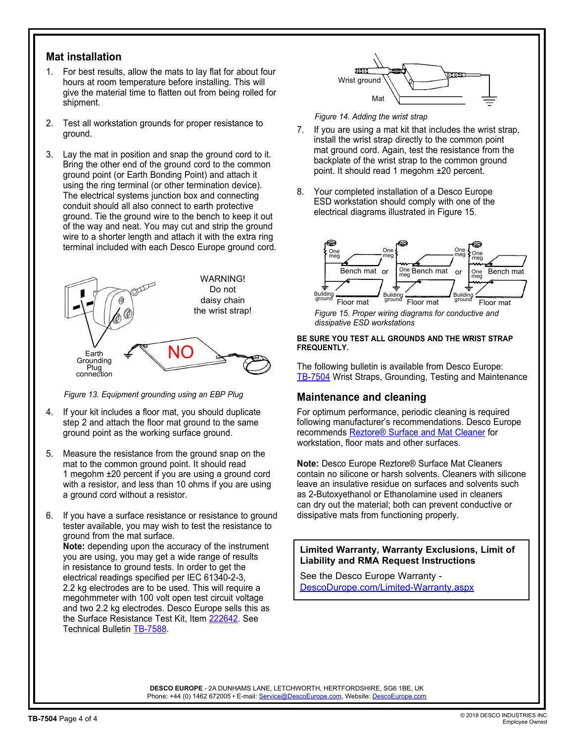## Mat installation

1. For best results, allow the mats to lay flat for about four hours at room temperature before installing. This will give the material time to flatten out from being rolled for shipment.
2. Test all workstation grounds for proper resistance to ground.
3. Lay the mat in position and snap the ground cord to it. Bring the other end of the ground cord to the common ground point (or Earth Bonding Point) and attach it using the ring terminal (or other termination device). The electrical systems junction box and connecting conduit should all also connect to earth protective ground. Tie the ground wire to the bench to keep it out of the way and neat. You may cut and strip the ground wire to a shorter length and attach it with the extra ring terminal included with each Desco Europe ground cord.

WARNING! Do not daisy chain the wrist strap!

Earth Grounding Plug connection

NO

*Figure 13. Equipment grounding using an EBP Plug*

4. If your kit includes a floor mat, you should duplicate step 2 and attach the floor mat ground to the same ground point as the working surface ground.
5. Measure the resistance from the ground snap on the mat to the common ground point. It should read 1 megohm ±20 percent if you are using a ground cord with a resistor, and less than 10 ohms if you are using a ground cord without a resistor.
6. If you have a surface resistance or resistance to ground tester available, you may wish to test the resistance to ground from the mat surface.
**Note:** depending upon the accuracy of the instrument you are using, you may get a wide range of results in resistance to ground tests. In order to get the electrical readings specified per IEC 61340-2-3, 2.2 kg electrodes are to be used. This will require a megohmmeter with 100 volt open test circuit voltage and two 2.2 kg electrodes. Desco Europe sells this as the Surface Resistance Test Kit, Item 222642. See Technical Bulletin TB-7588.

Wrist ground

Mat

*Figure 14. Adding the wrist strap*

7. If you are using a mat kit that includes the wrist strap, install the wrist strap directly to the common point mat ground cord. Again, test the resistance from the backplate of the wrist strap to the common ground point. It should read 1 megohm ±20 percent.
8. Your completed installation of a Desco Europe ESD workstation should comply with one of the electrical diagrams illustrated in Figure 15.

One meg
Bench mat
One meg
or
One meg
Bench mat
or
One meg
One meg
One meg
Bench mat
Building ground
Floor mat
Building ground
Floor mat
Building ground
Floor mat

*Figure 15. Proper wiring diagrams for conductive and dissipative ESD workstations*

**BE SURE YOU TEST ALL GROUNDS AND THE WRIST STRAP FREQUENTLY.**

The following bulletin is available from Desco Europe:
TB-7504 Wrist Straps, Grounding, Testing and Maintenance

## Maintenance and cleaning

For optimum performance, periodic cleaning is required following manufacturer's recommendations. Desco Europe recommends Reztore® Surface and Mat Cleaner for workstation, floor mats and other surfaces.

**Note:** Desco Europe Reztore® Surface Mat Cleaners contain no silicone or harsh solvents. Cleaners with silicone leave an insulative residue on surfaces and solvents such as 2-Butoxyethanol or Ethanolamine used in cleaners can dry out the material; both can prevent conductive or dissipative mats from functioning properly.

**Limited Warranty, Warranty Exclusions, Limit of Liability and RMA Request Instructions**

See the Desco Europe Warranty -
DescoDurope.com/Limited-Warranty.aspx

**DESCO EUROPE** - 2A DUNHAMS LANE, LETCHWORTH, HERTFORDSHIRE, SG6 1BE, UK
Phone: +44 (0) 1462 672005 • E-mail: Service@DescoEurope.com, Website: DescoEurope.com

© 2018 DESCO INDUSTRIES INC
Employee Owned